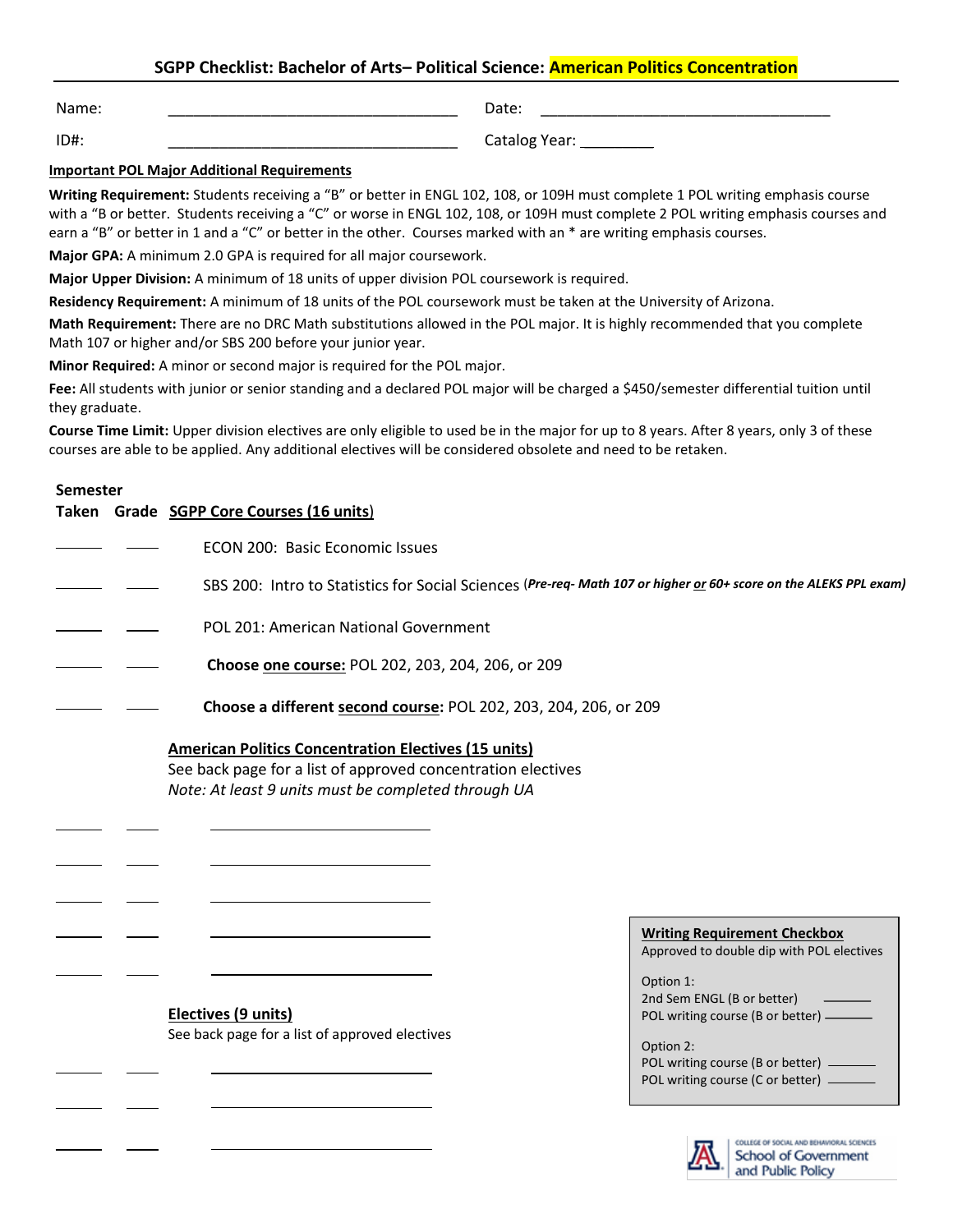# SGPP Checklist: Bachelor of Arts– Political Science: American Politics Concentration

Name: ___________________________________ Date: ___________________________________

ID#: ___________________________________ Catalog Year: _________

**Important POL Major Additional Requirements**

**Writing Requirement:** Students receiving a "B" or better in ENGL 102, 108, or 109H must complete 1 POL writing emphasis course with a "B or better. Students receiving a "C" or worse in ENGL 102, 108, or 109H must complete 2 POL writing emphasis courses and earn a "B" or better in 1 and a "C" or better in the other. Courses marked with an * are writing emphasis courses.

**Major GPA:** A minimum 2.0 GPA is required for all major coursework.

**Major Upper Division:** A minimum of 18 units of upper division POL coursework is required.

**Residency Requirement:** A minimum of 18 units of the POL coursework must be taken at the University of Arizona.

**Math Requirement:** There are no DRC Math substitutions allowed in the POL major. It is highly recommended that you complete Math 107 or higher and/or SBS 200 before your junior year.

**Minor Required:** A minor or second major is required for the POL major.

**Fee:** All students with junior or senior standing and a declared POL major will be charged a $450/semester differential tuition until they graduate.

**Course Time Limit:** Upper division electives are only eligible to used be in the major for up to 8 years. After 8 years, only 3 of these courses are able to be applied. Any additional electives will be considered obsolete and need to be retaken.

| Semester Taken | Grade | SGPP Core Courses (16 units) |
|---|---|---|
| _____ | _____ | ECON 200: Basic Economic Issues |
| _____ | _____ | SBS 200: Intro to Statistics for Social Sciences (*Pre-req- Math 107 or higher or 60+ score on the ALEKS PPL exam*) |
| _____ | _____ | POL 201: American National Government |
| _____ | _____ | **Choose one course:** POL 202, 203, 204, 206, or 209 |
| _____ | _____ | **Choose a different second course:** POL 202, 203, 204, 206, or 209 |

**American Politics Concentration Electives (15 units)**

See back page for a list of approved concentration electives

*Note: At least 9 units must be completed through UA*

| Semester Taken | Grade | Course |
|---|---|---|
| _____ | _____ | ____________________ |
| _____ | _____ | ____________________ |
| _____ | _____ | ____________________ |
| _____ | _____ | ____________________ |
| _____ | _____ | ____________________ |

**Electives (9 units)**

See back page for a list of approved electives

| Semester Taken | Grade | Course |
|---|---|---|
| _____ | _____ | ____________________ |
| _____ | _____ | ____________________ |
| _____ | _____ | ____________________ |

**Writing Requirement Checkbox**

Approved to double dip with POL electives

Option 1:
- 2nd Sem ENGL (B or better) _______
- POL writing course (B or better) _______

Option 2:
- POL writing course (B or better) _______
- POL writing course (C or better) _______

College of Social and Behavioral Sciences
School of Government and Public Policy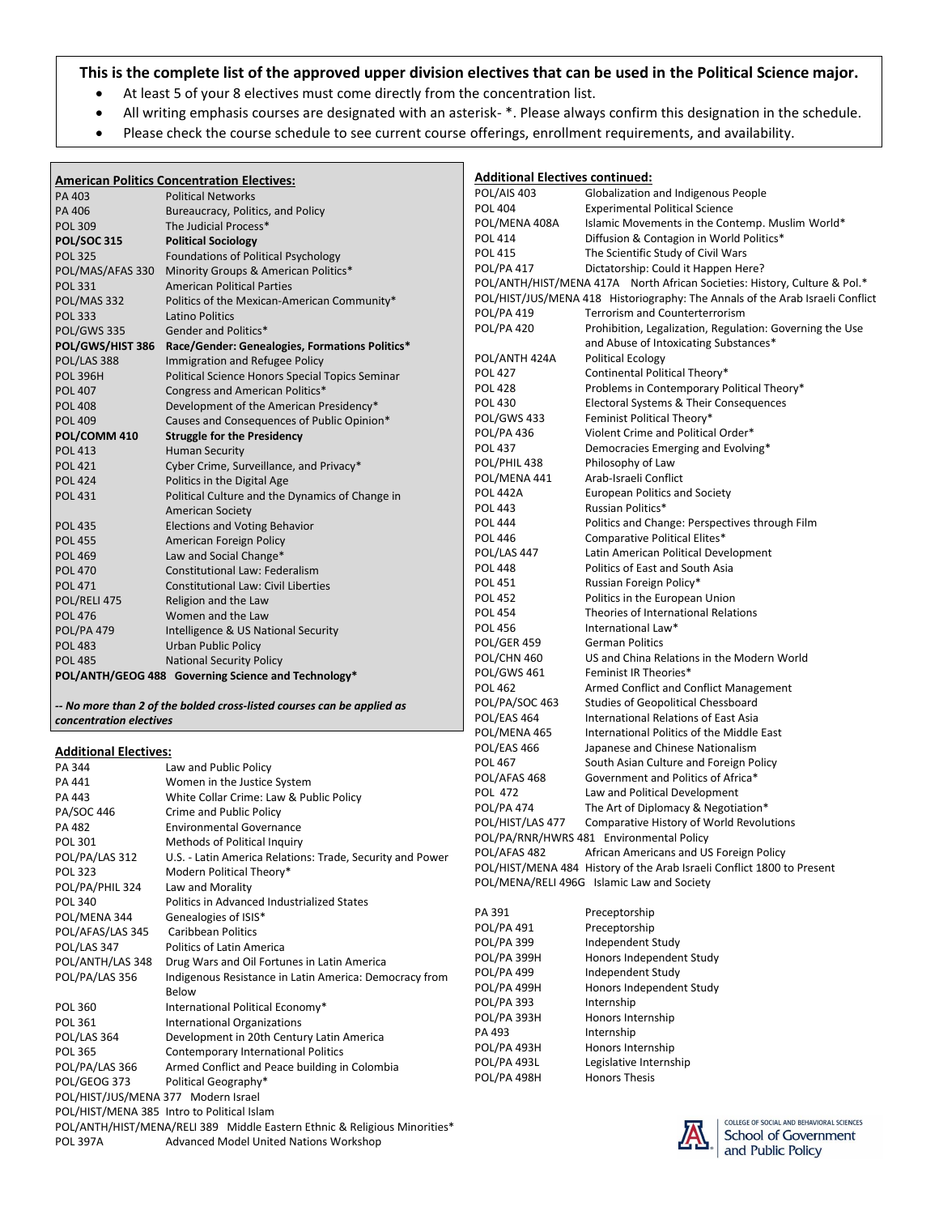**This is the complete list of the approved upper division electives that can be used in the Political Science major.**

- At least 5 of your 8 electives must come directly from the concentration list.
- All writing emphasis courses are designated with an asterisk- *. Please always confirm this designation in the schedule.
- Please check the course schedule to see current course offerings, enrollment requirements, and availability.

## American Politics Concentration Electives:

| | |
|---|---|
| PA 403 | Political Networks |
| PA 406 | Bureaucracy, Politics, and Policy |
| POL 309 | The Judicial Process* |
| **POL/SOC 315** | **Political Sociology** |
| POL 325 | Foundations of Political Psychology |
| POL/MAS/AFAS 330 | Minority Groups & American Politics* |
| POL 331 | American Political Parties |
| POL/MAS 332 | Politics of the Mexican-American Community* |
| POL 333 | Latino Politics |
| POL/GWS 335 | Gender and Politics* |
| **POL/GWS/HIST 386** | **Race/Gender: Genealogies, Formations Politics*** |
| POL/LAS 388 | Immigration and Refugee Policy |
| POL 396H | Political Science Honors Special Topics Seminar |
| POL 407 | Congress and American Politics* |
| POL 408 | Development of the American Presidency* |
| POL 409 | Causes and Consequences of Public Opinion* |
| **POL/COMM 410** | **Struggle for the Presidency** |
| POL 413 | Human Security |
| POL 421 | Cyber Crime, Surveillance, and Privacy* |
| POL 424 | Politics in the Digital Age |
| POL 431 | Political Culture and the Dynamics of Change in American Society |
| POL 435 | Elections and Voting Behavior |
| POL 455 | American Foreign Policy |
| POL 469 | Law and Social Change* |
| POL 470 | Constitutional Law: Federalism |
| POL 471 | Constitutional Law: Civil Liberties |
| POL/RELI 475 | Religion and the Law |
| POL 476 | Women and the Law |
| POL/PA 479 | Intelligence & US National Security |
| POL 483 | Urban Public Policy |
| POL 485 | National Security Policy |
| **POL/ANTH/GEOG 488** | **Governing Science and Technology*** |

*-- No more than 2 of the bolded cross-listed courses can be applied as concentration electives*

## Additional Electives:

| | |
|---|---|
| PA 344 | Law and Public Policy |
| PA 441 | Women in the Justice System |
| PA 443 | White Collar Crime: Law & Public Policy |
| PA/SOC 446 | Crime and Public Policy |
| PA 482 | Environmental Governance |
| POL 301 | Methods of Political Inquiry |
| POL/PA/LAS 312 | U.S. - Latin America Relations: Trade, Security and Power |
| POL 323 | Modern Political Theory* |
| POL/PA/PHIL 324 | Law and Morality |
| POL 340 | Politics in Advanced Industrialized States |
| POL/MENA 344 | Genealogies of ISIS* |
| POL/AFAS/LAS 345 | Caribbean Politics |
| POL/LAS 347 | Politics of Latin America |
| POL/ANTH/LAS 348 | Drug Wars and Oil Fortunes in Latin America |
| POL/PA/LAS 356 | Indigenous Resistance in Latin America: Democracy from Below |
| POL 360 | International Political Economy* |
| POL 361 | International Organizations |
| POL/LAS 364 | Development in 20th Century Latin America |
| POL 365 | Contemporary International Politics |
| POL/PA/LAS 366 | Armed Conflict and Peace building in Colombia |
| POL/GEOG 373 | Political Geography* |
| POL/HIST/JUS/MENA 377 | Modern Israel |
| POL/HIST/MENA 385 | Intro to Political Islam |
| POL/ANTH/HIST/MENA/RELI 389 | Middle Eastern Ethnic & Religious Minorities* |
| POL 397A | Advanced Model United Nations Workshop |

## Additional Electives continued:

| | |
|---|---|
| POL/AIS 403 | Globalization and Indigenous People |
| POL 404 | Experimental Political Science |
| POL/MENA 408A | Islamic Movements in the Contemp. Muslim World* |
| POL 414 | Diffusion & Contagion in World Politics* |
| POL 415 | The Scientific Study of Civil Wars |
| POL/PA 417 | Dictatorship: Could it Happen Here? |
| POL/ANTH/HIST/MENA 417A | North African Societies: History, Culture & Pol.* |
| POL/HIST/JUS/MENA 418 | Historiography: The Annals of the Arab Israeli Conflict |
| POL/PA 419 | Terrorism and Counterterrorism |
| POL/PA 420 | Prohibition, Legalization, Regulation: Governing the Use and Abuse of Intoxicating Substances* |
| POL/ANTH 424A | Political Ecology |
| POL 427 | Continental Political Theory* |
| POL 428 | Problems in Contemporary Political Theory* |
| POL 430 | Electoral Systems & Their Consequences |
| POL/GWS 433 | Feminist Political Theory* |
| POL/PA 436 | Violent Crime and Political Order* |
| POL 437 | Democracies Emerging and Evolving* |
| POL/PHIL 438 | Philosophy of Law |
| POL/MENA 441 | Arab-Israeli Conflict |
| POL 442A | European Politics and Society |
| POL 443 | Russian Politics* |
| POL 444 | Politics and Change: Perspectives through Film |
| POL 446 | Comparative Political Elites* |
| POL/LAS 447 | Latin American Political Development |
| POL 448 | Politics of East and South Asia |
| POL 451 | Russian Foreign Policy* |
| POL 452 | Politics in the European Union |
| POL 454 | Theories of International Relations |
| POL 456 | International Law* |
| POL/GER 459 | German Politics |
| POL/CHN 460 | US and China Relations in the Modern World |
| POL/GWS 461 | Feminist IR Theories* |
| POL 462 | Armed Conflict and Conflict Management |
| POL/PA/SOC 463 | Studies of Geopolitical Chessboard |
| POL/EAS 464 | International Relations of East Asia |
| POL/MENA 465 | International Politics of the Middle East |
| POL/EAS 466 | Japanese and Chinese Nationalism |
| POL 467 | South Asian Culture and Foreign Policy |
| POL/AFAS 468 | Government and Politics of Africa* |
| POL 472 | Law and Political Development |
| POL/PA 474 | The Art of Diplomacy & Negotiation* |
| POL/HIST/LAS 477 | Comparative History of World Revolutions |
| POL/PA/RNR/HWRS 481 | Environmental Policy |
| POL/AFAS 482 | African Americans and US Foreign Policy |
| POL/HIST/MENA 484 | History of the Arab Israeli Conflict 1800 to Present |
| POL/MENA/RELI 496G | Islamic Law and Society |

| | |
|---|---|
| PA 391 | Preceptorship |
| POL/PA 491 | Preceptorship |
| POL/PA 399 | Independent Study |
| POL/PA 399H | Honors Independent Study |
| POL/PA 499 | Independent Study |
| POL/PA 499H | Honors Independent Study |
| POL/PA 393 | Internship |
| POL/PA 393H | Honors Internship |
| PA 493 | Internship |
| POL/PA 493H | Honors Internship |
| POL/PA 493L | Legislative Internship |
| POL/PA 498H | Honors Thesis |

College of Social and Behavioral Sciences
School of Government and Public Policy